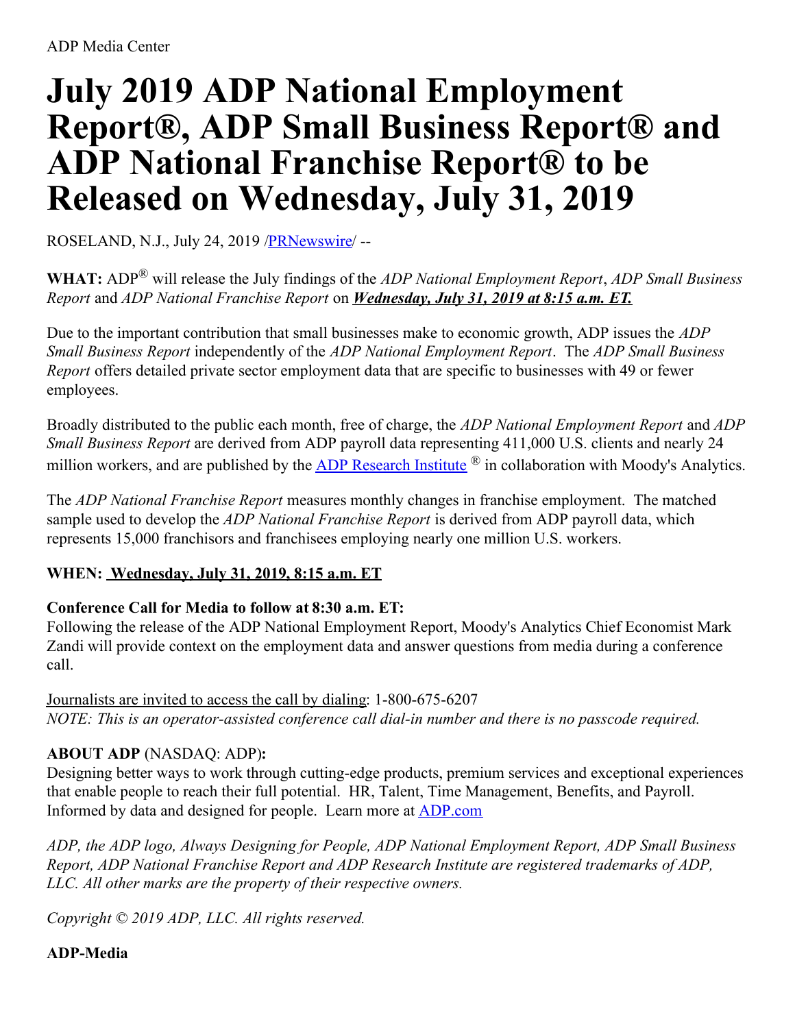ADP Media Center

# July 2019 ADP National Employment Report®, ADP Small Business Report® and ADP National Franchise Report® to be Released on Wednesday, July 31, 2019

ROSELAND, N.J., July 24, 2019 /PRNewswire/ --

**WHAT:** ADP® will release the July findings of the *ADP National Employment Report*, *ADP Small Business Report* and *ADP National Franchise Report* on ***Wednesday, July 31, 2019 at 8:15 a.m. ET.***

Due to the important contribution that small businesses make to economic growth, ADP issues the *ADP Small Business Report* independently of the *ADP National Employment Report*. The *ADP Small Business Report* offers detailed private sector employment data that are specific to businesses with 49 or fewer employees.

Broadly distributed to the public each month, free of charge, the *ADP National Employment Report* and *ADP Small Business Report* are derived from ADP payroll data representing 411,000 U.S. clients and nearly 24 million workers, and are published by the ADP Research Institute ® in collaboration with Moody's Analytics.

The *ADP National Franchise Report* measures monthly changes in franchise employment. The matched sample used to develop the *ADP National Franchise Report* is derived from ADP payroll data, which represents 15,000 franchisors and franchisees employing nearly one million U.S. workers.

**WHEN: Wednesday, July 31, 2019, 8:15 a.m. ET**

**Conference Call for Media to follow at 8:30 a.m. ET:**
Following the release of the ADP National Employment Report, Moody's Analytics Chief Economist Mark Zandi will provide context on the employment data and answer questions from media during a conference call.

Journalists are invited to access the call by dialing: 1-800-675-6207
*NOTE: This is an operator-assisted conference call dial-in number and there is no passcode required.*

**ABOUT ADP** (NASDAQ: ADP)**:**
Designing better ways to work through cutting-edge products, premium services and exceptional experiences that enable people to reach their full potential. HR, Talent, Time Management, Benefits, and Payroll. Informed by data and designed for people. Learn more at ADP.com

*ADP, the ADP logo, Always Designing for People, ADP National Employment Report, ADP Small Business Report, ADP National Franchise Report and ADP Research Institute are registered trademarks of ADP, LLC. All other marks are the property of their respective owners.*

*Copyright © 2019 ADP, LLC. All rights reserved.*

**ADP-Media**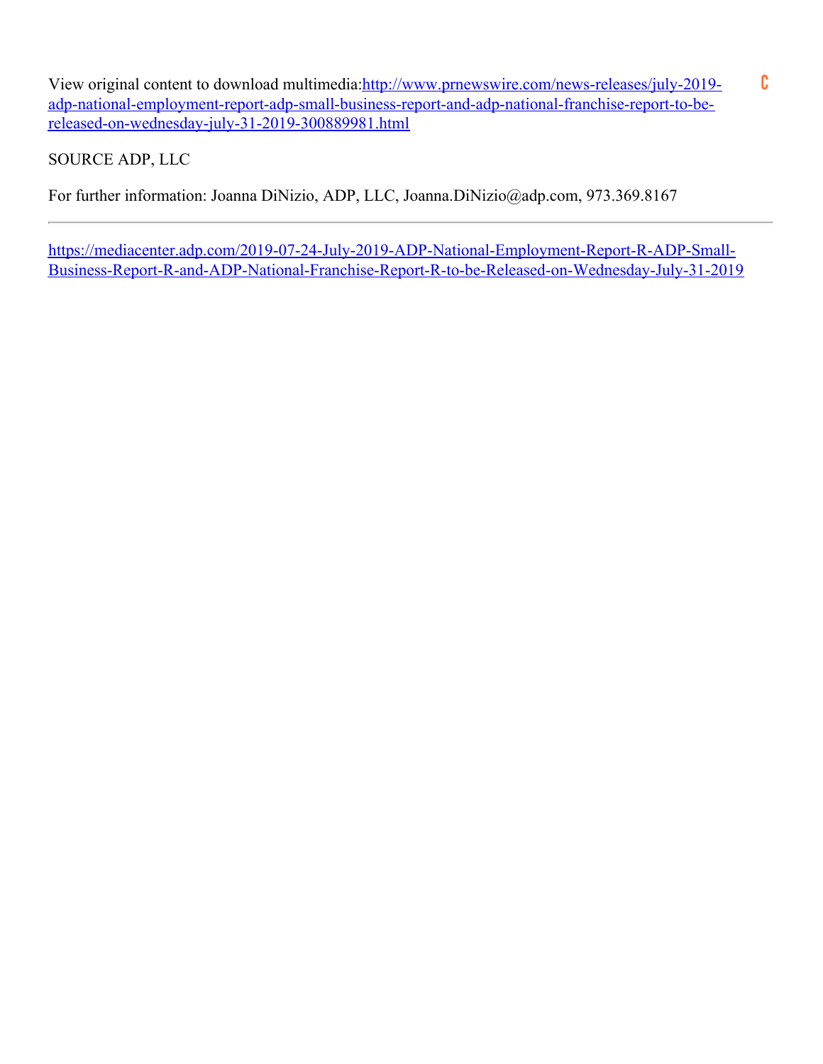View original content to download multimedia:[http://www.prnewswire.com/news-releases/july-2019-adp-national-employment-report-adp-small-business-report-and-adp-national-franchise-report-to-be-released-on-wednesday-july-31-2019-300889981.html](http://www.prnewswire.com/news-releases/july-2019-adp-national-employment-report-adp-small-business-report-and-adp-national-franchise-report-to-be-released-on-wednesday-july-31-2019-300889981.html)

SOURCE ADP, LLC

For further information: Joanna DiNizio, ADP, LLC, Joanna.DiNizio@adp.com, 973.369.8167

---

[https://mediacenter.adp.com/2019-07-24-July-2019-ADP-National-Employment-Report-R-ADP-Small-Business-Report-R-and-ADP-National-Franchise-Report-R-to-be-Released-on-Wednesday-July-31-2019](https://mediacenter.adp.com/2019-07-24-July-2019-ADP-National-Employment-Report-R-ADP-Small-Business-Report-R-and-ADP-National-Franchise-Report-R-to-be-Released-on-Wednesday-July-31-2019)